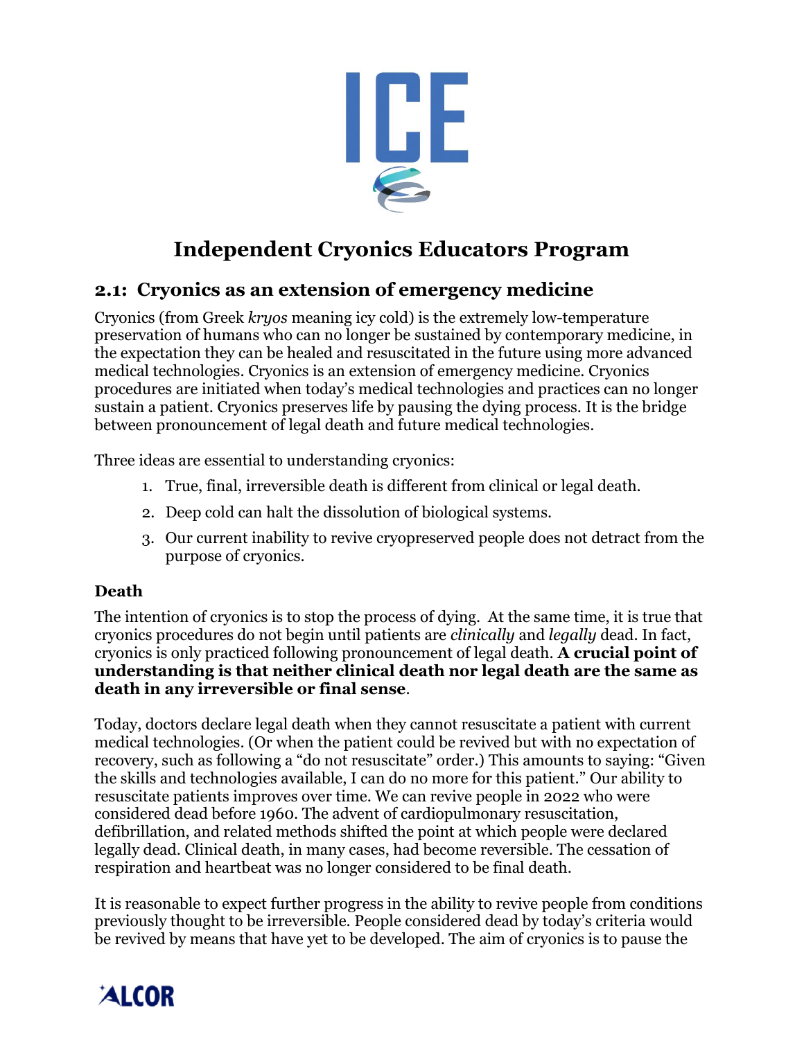# ICE

## Independent Cryonics Educators Program

### 2.1: Cryonics as an extension of emergency medicine

Cryonics (from Greek *kryos* meaning icy cold) is the extremely low-temperature preservation of humans who can no longer be sustained by contemporary medicine, in the expectation they can be healed and resuscitated in the future using more advanced medical technologies. Cryonics is an extension of emergency medicine. Cryonics procedures are initiated when today's medical technologies and practices can no longer sustain a patient. Cryonics preserves life by pausing the dying process. It is the bridge between pronouncement of legal death and future medical technologies.

Three ideas are essential to understanding cryonics:

1. True, final, irreversible death is different from clinical or legal death.
2. Deep cold can halt the dissolution of biological systems.
3. Our current inability to revive cryopreserved people does not detract from the purpose of cryonics.

**Death**

The intention of cryonics is to stop the process of dying. At the same time, it is true that cryonics procedures do not begin until patients are *clinically* and *legally* dead. In fact, cryonics is only practiced following pronouncement of legal death. **A crucial point of understanding is that neither clinical death nor legal death are the same as death in any irreversible or final sense**.

Today, doctors declare legal death when they cannot resuscitate a patient with current medical technologies. (Or when the patient could be revived but with no expectation of recovery, such as following a "do not resuscitate" order.) This amounts to saying: "Given the skills and technologies available, I can do no more for this patient." Our ability to resuscitate patients improves over time. We can revive people in 2022 who were considered dead before 1960. The advent of cardiopulmonary resuscitation, defibrillation, and related methods shifted the point at which people were declared legally dead. Clinical death, in many cases, had become reversible. The cessation of respiration and heartbeat was no longer considered to be final death.

It is reasonable to expect further progress in the ability to revive people from conditions previously thought to be irreversible. People considered dead by today's criteria would be revived by means that have yet to be developed. The aim of cryonics is to pause the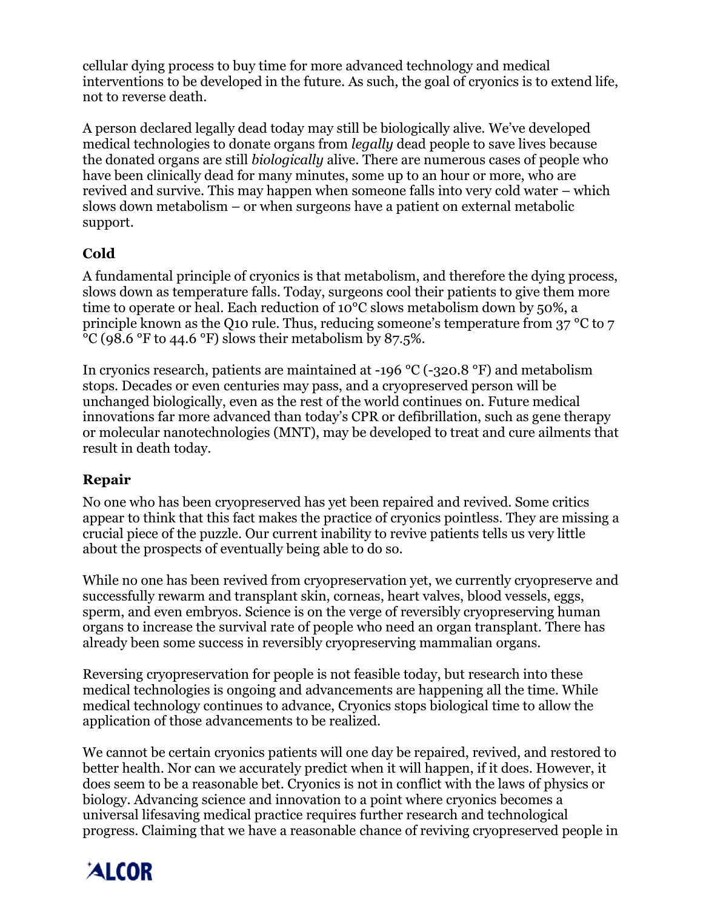cellular dying process to buy time for more advanced technology and medical interventions to be developed in the future. As such, the goal of cryonics is to extend life, not to reverse death.

A person declared legally dead today may still be biologically alive. We've developed medical technologies to donate organs from *legally* dead people to save lives because the donated organs are still *biologically* alive. There are numerous cases of people who have been clinically dead for many minutes, some up to an hour or more, who are revived and survive. This may happen when someone falls into very cold water – which slows down metabolism – or when surgeons have a patient on external metabolic support.

### Cold

A fundamental principle of cryonics is that metabolism, and therefore the dying process, slows down as temperature falls. Today, surgeons cool their patients to give them more time to operate or heal. Each reduction of 10°C slows metabolism down by 50%, a principle known as the Q10 rule. Thus, reducing someone's temperature from 37 °C to 7 °C (98.6 °F to 44.6 °F) slows their metabolism by 87.5%.

In cryonics research, patients are maintained at -196 °C (-320.8 °F) and metabolism stops. Decades or even centuries may pass, and a cryopreserved person will be unchanged biologically, even as the rest of the world continues on. Future medical innovations far more advanced than today's CPR or defibrillation, such as gene therapy or molecular nanotechnologies (MNT), may be developed to treat and cure ailments that result in death today.

### Repair

No one who has been cryopreserved has yet been repaired and revived. Some critics appear to think that this fact makes the practice of cryonics pointless. They are missing a crucial piece of the puzzle. Our current inability to revive patients tells us very little about the prospects of eventually being able to do so.

While no one has been revived from cryopreservation yet, we currently cryopreserve and successfully rewarm and transplant skin, corneas, heart valves, blood vessels, eggs, sperm, and even embryos. Science is on the verge of reversibly cryopreserving human organs to increase the survival rate of people who need an organ transplant. There has already been some success in reversibly cryopreserving mammalian organs.

Reversing cryopreservation for people is not feasible today, but research into these medical technologies is ongoing and advancements are happening all the time. While medical technology continues to advance, Cryonics stops biological time to allow the application of those advancements to be realized.

We cannot be certain cryonics patients will one day be repaired, revived, and restored to better health. Nor can we accurately predict when it will happen, if it does. However, it does seem to be a reasonable bet. Cryonics is not in conflict with the laws of physics or biology. Advancing science and innovation to a point where cryonics becomes a universal lifesaving medical practice requires further research and technological progress. Claiming that we have a reasonable chance of reviving cryopreserved people in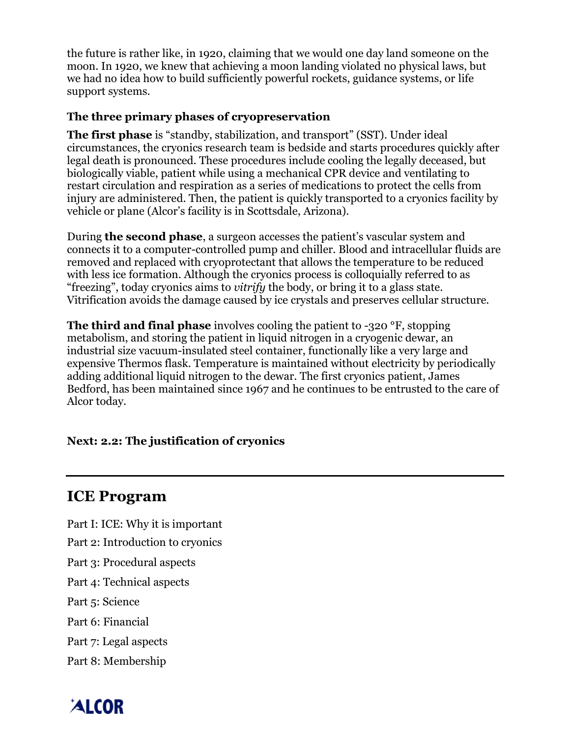the future is rather like, in 1920, claiming that we would one day land someone on the moon. In 1920, we knew that achieving a moon landing violated no physical laws, but we had no idea how to build sufficiently powerful rockets, guidance systems, or life support systems.

### The three primary phases of cryopreservation

**The first phase** is "standby, stabilization, and transport" (SST). Under ideal circumstances, the cryonics research team is bedside and starts procedures quickly after legal death is pronounced. These procedures include cooling the legally deceased, but biologically viable, patient while using a mechanical CPR device and ventilating to restart circulation and respiration as a series of medications to protect the cells from injury are administered. Then, the patient is quickly transported to a cryonics facility by vehicle or plane (Alcor's facility is in Scottsdale, Arizona).

During **the second phase**, a surgeon accesses the patient's vascular system and connects it to a computer-controlled pump and chiller. Blood and intracellular fluids are removed and replaced with cryoprotectant that allows the temperature to be reduced with less ice formation. Although the cryonics process is colloquially referred to as "freezing", today cryonics aims to *vitrify* the body, or bring it to a glass state. Vitrification avoids the damage caused by ice crystals and preserves cellular structure.

**The third and final phase** involves cooling the patient to -320 °F, stopping metabolism, and storing the patient in liquid nitrogen in a cryogenic dewar, an industrial size vacuum-insulated steel container, functionally like a very large and expensive Thermos flask. Temperature is maintained without electricity by periodically adding additional liquid nitrogen to the dewar. The first cryonics patient, James Bedford, has been maintained since 1967 and he continues to be entrusted to the care of Alcor today.

**Next: 2.2: The justification of cryonics**

---

## ICE Program

Part I: ICE: Why it is important

Part 2: Introduction to cryonics

Part 3: Procedural aspects

Part 4: Technical aspects

Part 5: Science

Part 6: Financial

Part 7: Legal aspects

Part 8: Membership

ALCOR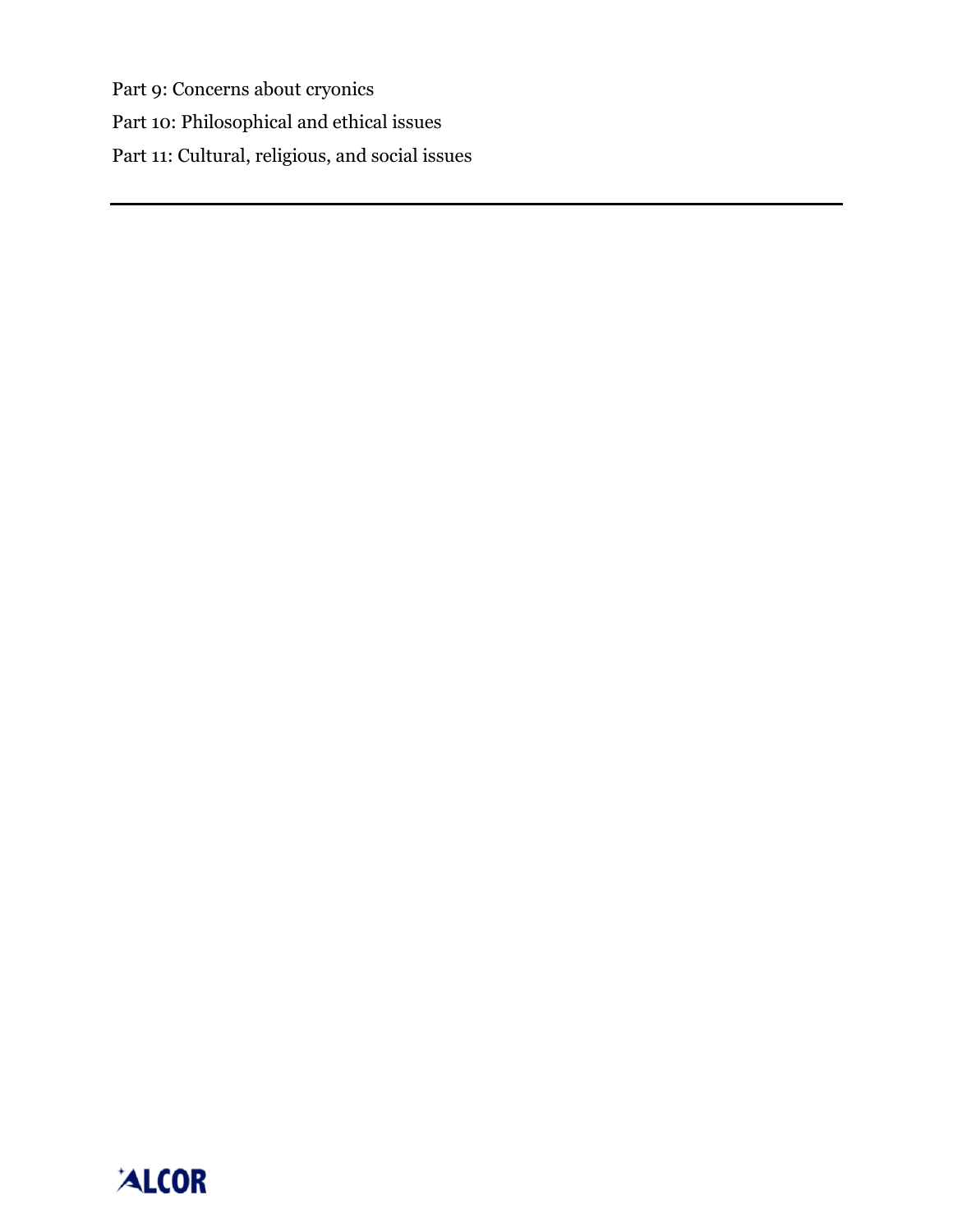Part 9: Concerns about cryonics

Part 10: Philosophical and ethical issues

Part 11: Cultural, religious, and social issues

---